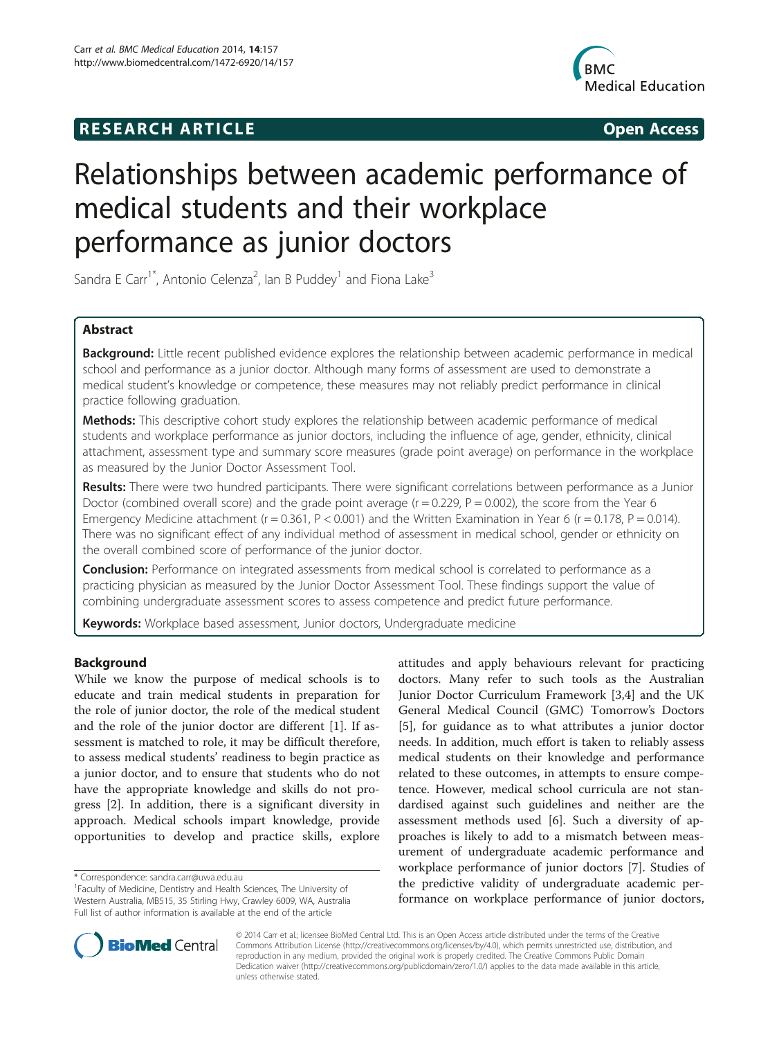**RESEARCH ARTICLE** **Open Access**

# Relationships between academic performance of medical students and their workplace performance as junior doctors

Sandra E Carr[1*], Antonio Celenza[2], Ian B Puddey[1] and Fiona Lake[3]

## Abstract

**Background:** Little recent published evidence explores the relationship between academic performance in medical school and performance as a junior doctor. Although many forms of assessment are used to demonstrate a medical student's knowledge or competence, these measures may not reliably predict performance in clinical practice following graduation.

**Methods:** This descriptive cohort study explores the relationship between academic performance of medical students and workplace performance as junior doctors, including the influence of age, gender, ethnicity, clinical attachment, assessment type and summary score measures (grade point average) on performance in the workplace as measured by the Junior Doctor Assessment Tool.

**Results:** There were two hundred participants. There were significant correlations between performance as a Junior Doctor (combined overall score) and the grade point average ($r = 0.229$, $P = 0.002$), the score from the Year 6 Emergency Medicine attachment ($r = 0.361$, $P < 0.001$) and the Written Examination in Year 6 ($r = 0.178$, $P = 0.014$). There was no significant effect of any individual method of assessment in medical school, gender or ethnicity on the overall combined score of performance of the junior doctor.

**Conclusion:** Performance on integrated assessments from medical school is correlated to performance as a practicing physician as measured by the Junior Doctor Assessment Tool. These findings support the value of combining undergraduate assessment scores to assess competence and predict future performance.

**Keywords:** Workplace based assessment, Junior doctors, Undergraduate medicine

## Background

While we know the purpose of medical schools is to educate and train medical students in preparation for the role of junior doctor, the role of the medical student and the role of the junior doctor are different [1]. If assessment is matched to role, it may be difficult therefore, to assess medical students' readiness to begin practice as a junior doctor, and to ensure that students who do not have the appropriate knowledge and skills do not progress [2]. In addition, there is a significant diversity in approach. Medical schools impart knowledge, provide opportunities to develop and practice skills, explore attitudes and apply behaviours relevant for practicing doctors. Many refer to such tools as the Australian Junior Doctor Curriculum Framework [3,4] and the UK General Medical Council (GMC) Tomorrow's Doctors [5], for guidance as to what attributes a junior doctor needs. In addition, much effort is taken to reliably assess medical students on their knowledge and performance related to these outcomes, in attempts to ensure competence. However, medical school curricula are not standardised against such guidelines and neither are the assessment methods used [6]. Such a diversity of approaches is likely to add to a mismatch between measurement of undergraduate academic performance and workplace performance of junior doctors [7]. Studies of the predictive validity of undergraduate academic performance on workplace performance of junior doctors,

\* Correspondence: sandra.carr@uwa.edu.au

[1]Faculty of Medicine, Dentistry and Health Sciences, The University of Western Australia, MB515, 35 Stirling Hwy, Crawley 6009, WA, Australia

Full list of author information is available at the end of the article

© 2014 Carr et al.; licensee BioMed Central Ltd. This is an Open Access article distributed under the terms of the Creative Commons Attribution License (http://creativecommons.org/licenses/by/4.0), which permits unrestricted use, distribution, and reproduction in any medium, provided the original work is properly credited. The Creative Commons Public Domain Dedication waiver (http://creativecommons.org/publicdomain/zero/1.0/) applies to the data made available in this article, unless otherwise stated.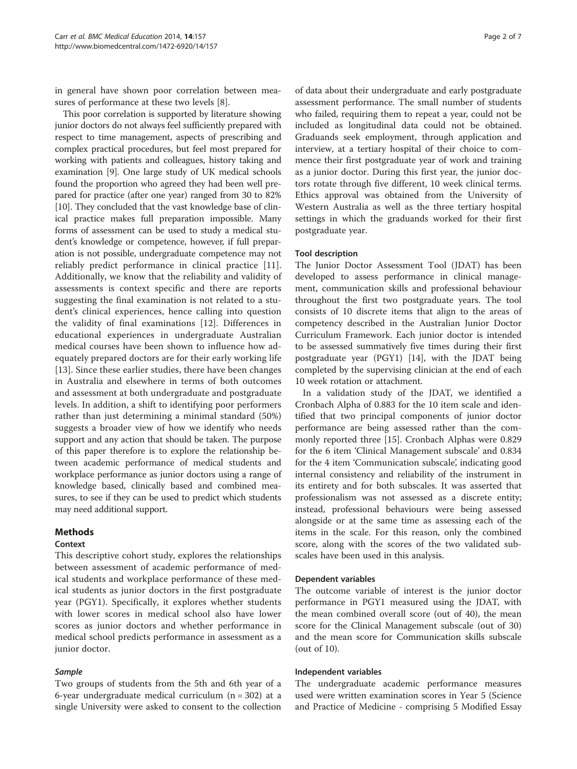in general have shown poor correlation between measures of performance at these two levels [8].

This poor correlation is supported by literature showing junior doctors do not always feel sufficiently prepared with respect to time management, aspects of prescribing and complex practical procedures, but feel most prepared for working with patients and colleagues, history taking and examination [9]. One large study of UK medical schools found the proportion who agreed they had been well prepared for practice (after one year) ranged from 30 to 82% [10]. They concluded that the vast knowledge base of clinical practice makes full preparation impossible. Many forms of assessment can be used to study a medical student's knowledge or competence, however, if full preparation is not possible, undergraduate competence may not reliably predict performance in clinical practice [11]. Additionally, we know that the reliability and validity of assessments is context specific and there are reports suggesting the final examination is not related to a student's clinical experiences, hence calling into question the validity of final examinations [12]. Differences in educational experiences in undergraduate Australian medical courses have been shown to influence how adequately prepared doctors are for their early working life [13]. Since these earlier studies, there have been changes in Australia and elsewhere in terms of both outcomes and assessment at both undergraduate and postgraduate levels. In addition, a shift to identifying poor performers rather than just determining a minimal standard (50%) suggests a broader view of how we identify who needs support and any action that should be taken. The purpose of this paper therefore is to explore the relationship between academic performance of medical students and workplace performance as junior doctors using a range of knowledge based, clinically based and combined measures, to see if they can be used to predict which students may need additional support.

## Methods

### Context

This descriptive cohort study, explores the relationships between assessment of academic performance of medical students and workplace performance of these medical students as junior doctors in the first postgraduate year (PGY1). Specifically, it explores whether students with lower scores in medical school also have lower scores as junior doctors and whether performance in medical school predicts performance in assessment as a junior doctor.

#### *Sample*

Two groups of students from the 5th and 6th year of a 6-year undergraduate medical curriculum (n = 302) at a single University were asked to consent to the collection of data about their undergraduate and early postgraduate assessment performance. The small number of students who failed, requiring them to repeat a year, could not be included as longitudinal data could not be obtained. Graduands seek employment, through application and interview, at a tertiary hospital of their choice to commence their first postgraduate year of work and training as a junior doctor. During this first year, the junior doctors rotate through five different, 10 week clinical terms. Ethics approval was obtained from the University of Western Australia as well as the three tertiary hospital settings in which the graduands worked for their first postgraduate year.

### Tool description

The Junior Doctor Assessment Tool (JDAT) has been developed to assess performance in clinical management, communication skills and professional behaviour throughout the first two postgraduate years. The tool consists of 10 discrete items that align to the areas of competency described in the Australian Junior Doctor Curriculum Framework. Each junior doctor is intended to be assessed summatively five times during their first postgraduate year (PGY1) [14], with the JDAT being completed by the supervising clinician at the end of each 10 week rotation or attachment.

In a validation study of the JDAT, we identified a Cronbach Alpha of 0.883 for the 10 item scale and identified that two principal components of junior doctor performance are being assessed rather than the commonly reported three [15]. Cronbach Alphas were 0.829 for the 6 item 'Clinical Management subscale' and 0.834 for the 4 item 'Communication subscale', indicating good internal consistency and reliability of the instrument in its entirety and for both subscales. It was asserted that professionalism was not assessed as a discrete entity; instead, professional behaviours were being assessed alongside or at the same time as assessing each of the items in the scale. For this reason, only the combined score, along with the scores of the two validated subscales have been used in this analysis.

### Dependent variables

The outcome variable of interest is the junior doctor performance in PGY1 measured using the JDAT, with the mean combined overall score (out of 40), the mean score for the Clinical Management subscale (out of 30) and the mean score for Communication skills subscale (out of 10).

### Independent variables

The undergraduate academic performance measures used were written examination scores in Year 5 (Science and Practice of Medicine - comprising 5 Modified Essay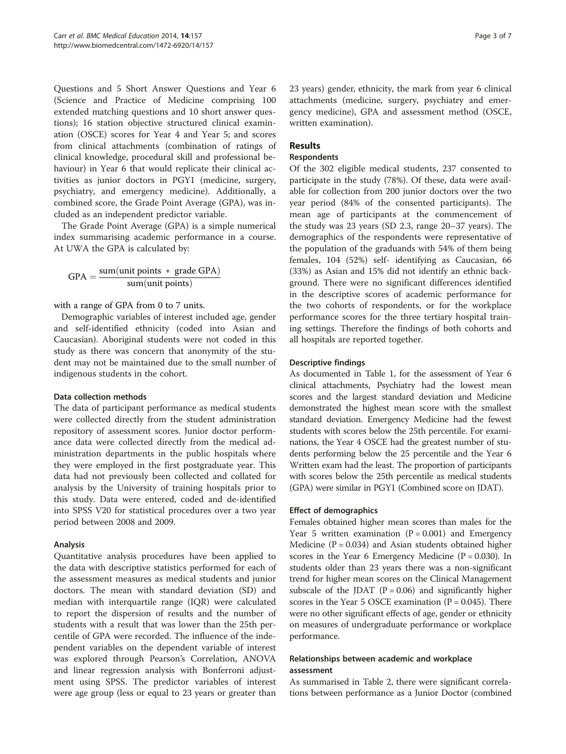Questions and 5 Short Answer Questions and Year 6 (Science and Practice of Medicine comprising 100 extended matching questions and 10 short answer questions); 16 station objective structured clinical examination (OSCE) scores for Year 4 and Year 5; and scores from clinical attachments (combination of ratings of clinical knowledge, procedural skill and professional behaviour) in Year 6 that would replicate their clinical activities as junior doctors in PGY1 (medicine, surgery, psychiatry, and emergency medicine). Additionally, a combined score, the Grade Point Average (GPA), was included as an independent predictor variable.

The Grade Point Average (GPA) is a simple numerical index summarising academic performance in a course. At UWA the GPA is calculated by:

$$\mathrm{GPA} = \frac{\mathrm{sum(unit\ points\ *\ grade\ GPA)}}{\mathrm{sum(unit\ points)}}$$

with a range of GPA from 0 to 7 units.

Demographic variables of interest included age, gender and self-identified ethnicity (coded into Asian and Caucasian). Aboriginal students were not coded in this study as there was concern that anonymity of the student may not be maintained due to the small number of indigenous students in the cohort.

### Data collection methods

The data of participant performance as medical students were collected directly from the student administration repository of assessment scores. Junior doctor performance data were collected directly from the medical administration departments in the public hospitals where they were employed in the first postgraduate year. This data had not previously been collected and collated for analysis by the University of training hospitals prior to this study. Data were entered, coded and de-identified into SPSS V20 for statistical procedures over a two year period between 2008 and 2009.

### Analysis

Quantitative analysis procedures have been applied to the data with descriptive statistics performed for each of the assessment measures as medical students and junior doctors. The mean with standard deviation (SD) and median with interquartile range (IQR) were calculated to report the dispersion of results and the number of students with a result that was lower than the 25th percentile of GPA were recorded. The influence of the independent variables on the dependent variable of interest was explored through Pearson's Correlation, ANOVA and linear regression analysis with Bonferroni adjustment using SPSS. The predictor variables of interest were age group (less or equal to 23 years or greater than 23 years) gender, ethnicity, the mark from year 6 clinical attachments (medicine, surgery, psychiatry and emergency medicine), GPA and assessment method (OSCE, written examination).

## Results

### Respondents

Of the 302 eligible medical students, 237 consented to participate in the study (78%). Of these, data were available for collection from 200 junior doctors over the two year period (84% of the consented participants). The mean age of participants at the commencement of the study was 23 years (SD 2.3, range 20–37 years). The demographics of the respondents were representative of the population of the graduands with 54% of them being females, 104 (52%) self- identifying as Caucasian, 66 (33%) as Asian and 15% did not identify an ethnic background. There were no significant differences identified in the descriptive scores of academic performance for the two cohorts of respondents, or for the workplace performance scores for the three tertiary hospital training settings. Therefore the findings of both cohorts and all hospitals are reported together.

### Descriptive findings

As documented in Table 1, for the assessment of Year 6 clinical attachments, Psychiatry had the lowest mean scores and the largest standard deviation and Medicine demonstrated the highest mean score with the smallest standard deviation. Emergency Medicine had the fewest students with scores below the 25th percentile. For examinations, the Year 4 OSCE had the greatest number of students performing below the 25 percentile and the Year 6 Written exam had the least. The proportion of participants with scores below the 25th percentile as medical students (GPA) were similar in PGY1 (Combined score on JDAT).

### Effect of demographics

Females obtained higher mean scores than males for the Year 5 written examination ($P = 0.001$) and Emergency Medicine ($P = 0.034$) and Asian students obtained higher scores in the Year 6 Emergency Medicine ($P = 0.030$). In students older than 23 years there was a non-significant trend for higher mean scores on the Clinical Management subscale of the JDAT ($P = 0.06$) and significantly higher scores in the Year 5 OSCE examination ($P = 0.045$). There were no other significant effects of age, gender or ethnicity on measures of undergraduate performance or workplace performance.

### Relationships between academic and workplace assessment

As summarised in Table 2, there were significant correlations between performance as a Junior Doctor (combined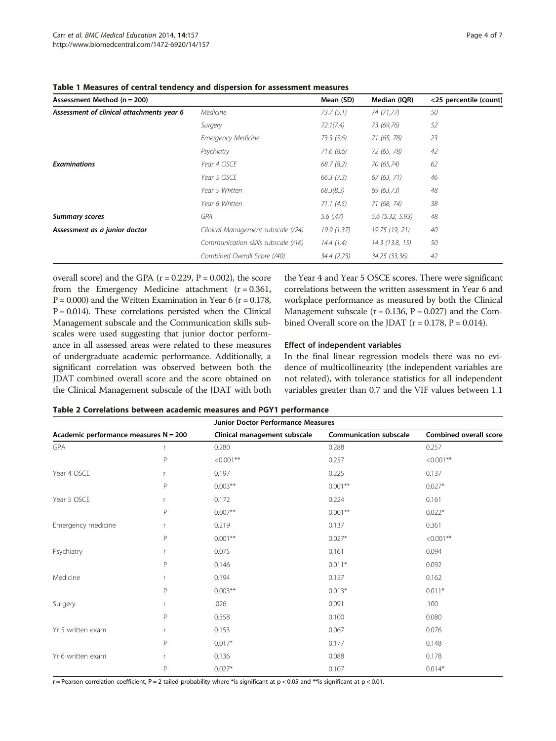**Table 1 Measures of central tendency and dispersion for assessment measures**

| Assessment Method (n = 200) | | Mean (SD) | Median (IQR) | <25 percentile (count) |
|---|---|---|---|---|
| ***Assessment of clinical attachments year 6*** | *Medicine* | *73.7 (5.1)* | *74 (71,77)* | *50* |
| | *Surgery* | *72.1(7.4)* | *73 (69,76)* | *52* |
| | *Emergency Medicine* | *73.3 (5.6)* | *71 (65, 78)* | *23* |
| | *Psychiatry* | *71.6 (8.6)* | *72 (65, 78)* | *42* |
| ***Examinations*** | *Year 4 OSCE* | *68.7 (8.2)* | *70 (65,74)* | *62* |
| | *Year 5 OSCE* | *66.3 (7.3)* | *67 (63, 71)* | *46* |
| | *Year 5 Written* | *68.3(8.3)* | *69 (63,73)* | *48* |
| | *Year 6 Written* | *71.1 (4.5)* | *71 (68, 74)* | *38* |
| ***Summary scores*** | *GPA* | *5.6 (.47)* | *5.6 (5.32, 5.93)* | *48* |
| ***Assessment as a junior doctor*** | *Clinical Management subscale (/24)* | *19.9 (1.37)* | *19.75 (19, 21)* | *40* |
| | *Communication skills subscale (/16)* | *14.4 (1.4)* | *14.3 (13.8, 15)* | *50* |
| | *Combined Overall Score (/40)* | *34.4 (2.23)* | *34.25 (33,36)* | *42* |

overall score) and the GPA ($r = 0.229$, $P = 0.002$), the score from the Emergency Medicine attachment ($r = 0.361$, $P = 0.000$) and the Written Examination in Year 6 ($r = 0.178$, $P = 0.014$). These correlations persisted when the Clinical Management subscale and the Communication skills subscales were used suggesting that junior doctor performance in all assessed areas were related to these measures of undergraduate academic performance. Additionally, a significant correlation was observed between both the JDAT combined overall score and the score obtained on the Clinical Management subscale of the JDAT with both the Year 4 and Year 5 OSCE scores. There were significant correlations between the written assessment in Year 6 and workplace performance as measured by both the Clinical Management subscale ($r = 0.136$, $P = 0.027$) and the Combined Overall score on the JDAT ($r = 0.178$, $P = 0.014$).

### Effect of independent variables

In the final linear regression models there was no evidence of multicollinearity (the independent variables are not related), with tolerance statistics for all independent variables greater than 0.7 and the VIF values between 1.1

**Table 2 Correlations between academic measures and PGY1 performance**

| | | Junior Doctor Performance Measures | | |
|---|---|---|---|---|
| Academic performance measures N = 200 | | Clinical management subscale | Communication subscale | Combined overall score |
| GPA | r | 0.280 | 0.288 | 0.257 |
| | P | <0.001** | 0.257 | <0.001** |
| Year 4 OSCE | r | 0.197 | 0.225 | 0.137 |
| | P | 0.003** | 0.001** | 0.027* |
| Year 5 OSCE | r | 0.172 | 0.224 | 0.161 |
| | P | 0.007** | 0.001** | 0.022* |
| Emergency medicine | r | 0.219 | 0.137 | 0.361 |
| | P | 0.001** | 0.027* | <0.001** |
| Psychiatry | r | 0.075 | 0.161 | 0.094 |
| | P | 0.146 | 0.011* | 0.092 |
| Medicine | r | 0.194 | 0.157 | 0.162 |
| | P | 0.003** | 0.013* | 0.011* |
| Surgery | r | .026 | 0.091 | .100 |
| | P | 0.358 | 0.100 | 0.080 |
| Yr 5 written exam | r | 0.153 | 0.067 | 0.076 |
| | P | 0.017* | 0.177 | 0.148 |
| Yr 6 written exam | r | 0.136 | 0.088 | 0.178 |
| | P | 0.027* | 0.107 | 0.014* |

r = Pearson correlation coefficient, P = 2-tailed probability where *is significant at $p < 0.05$ and **is significant at $p < 0.01$.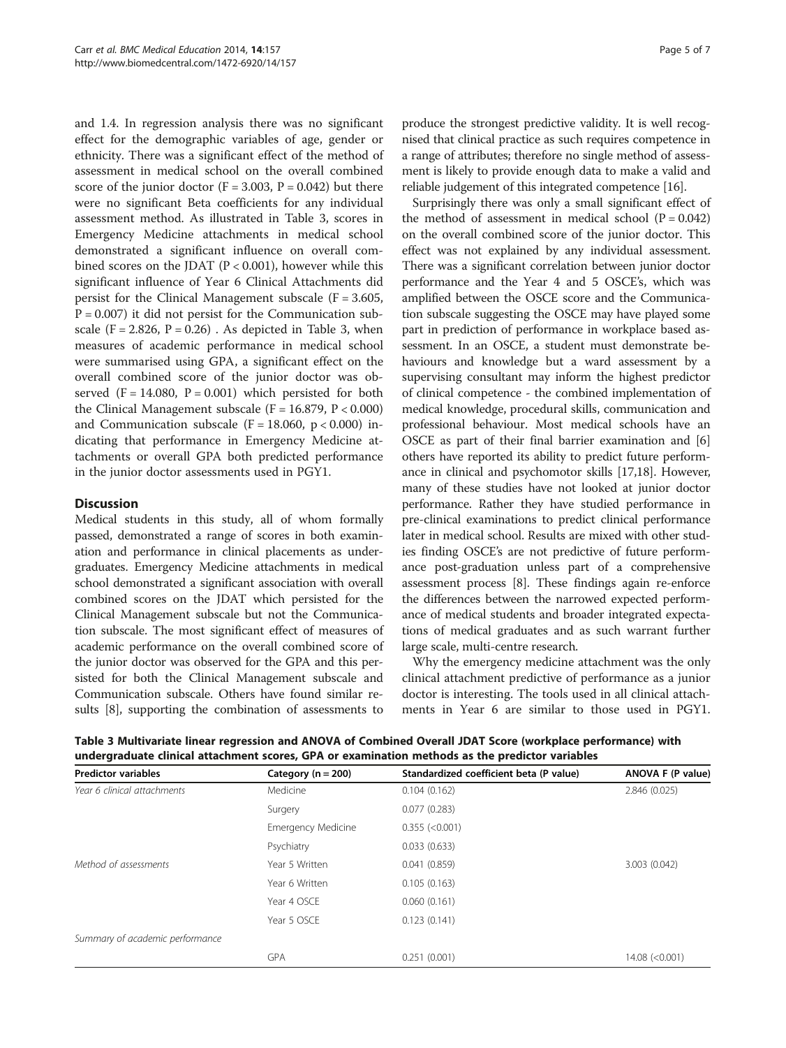and 1.4. In regression analysis there was no significant effect for the demographic variables of age, gender or ethnicity. There was a significant effect of the method of assessment in medical school on the overall combined score of the junior doctor ($F = 3.003$, $P = 0.042$) but there were no significant Beta coefficients for any individual assessment method. As illustrated in Table 3, scores in Emergency Medicine attachments in medical school demonstrated a significant influence on overall combined scores on the JDAT ($P < 0.001$), however while this significant influence of Year 6 Clinical Attachments did persist for the Clinical Management subscale ($F = 3.605$, $P = 0.007$) it did not persist for the Communication subscale ($F = 2.826$, $P = 0.26$) . As depicted in Table 3, when measures of academic performance in medical school were summarised using GPA, a significant effect on the overall combined score of the junior doctor was observed ($F = 14.080$, $P = 0.001$) which persisted for both the Clinical Management subscale ($F = 16.879$, $P < 0.000$) and Communication subscale ($F = 18.060$, $p < 0.000$) indicating that performance in Emergency Medicine attachments or overall GPA both predicted performance in the junior doctor assessments used in PGY1.

## Discussion

Medical students in this study, all of whom formally passed, demonstrated a range of scores in both examination and performance in clinical placements as undergraduates. Emergency Medicine attachments in medical school demonstrated a significant association with overall combined scores on the JDAT which persisted for the Clinical Management subscale but not the Communication subscale. The most significant effect of measures of academic performance on the overall combined score of the junior doctor was observed for the GPA and this persisted for both the Clinical Management subscale and Communication subscale. Others have found similar results [8], supporting the combination of assessments to produce the strongest predictive validity. It is well recognised that clinical practice as such requires competence in a range of attributes; therefore no single method of assessment is likely to provide enough data to make a valid and reliable judgement of this integrated competence [16].

Surprisingly there was only a small significant effect of the method of assessment in medical school ($P = 0.042$) on the overall combined score of the junior doctor. This effect was not explained by any individual assessment. There was a significant correlation between junior doctor performance and the Year 4 and 5 OSCE's, which was amplified between the OSCE score and the Communication subscale suggesting the OSCE may have played some part in prediction of performance in workplace based assessment. In an OSCE, a student must demonstrate behaviours and knowledge but a ward assessment by a supervising consultant may inform the highest predictor of clinical competence - the combined implementation of medical knowledge, procedural skills, communication and professional behaviour. Most medical schools have an OSCE as part of their final barrier examination and [6] others have reported its ability to predict future performance in clinical and psychomotor skills [17,18]. However, many of these studies have not looked at junior doctor performance. Rather they have studied performance in pre-clinical examinations to predict clinical performance later in medical school. Results are mixed with other studies finding OSCE's are not predictive of future performance post-graduation unless part of a comprehensive assessment process [8]. These findings again re-enforce the differences between the narrowed expected performance of medical students and broader integrated expectations of medical graduates and as such warrant further large scale, multi-centre research.

Why the emergency medicine attachment was the only clinical attachment predictive of performance as a junior doctor is interesting. The tools used in all clinical attachments in Year 6 are similar to those used in PGY1.

**Table 3 Multivariate linear regression and ANOVA of Combined Overall JDAT Score (workplace performance) with undergraduate clinical attachment scores, GPA or examination methods as the predictor variables**

| Predictor variables | Category (n = 200) | Standardized coefficient beta (P value) | ANOVA F (P value) |
|---|---|---|---|
| *Year 6 clinical attachments* | Medicine | 0.104 (0.162) | 2.846 (0.025) |
| | Surgery | 0.077 (0.283) | |
| | Emergency Medicine | 0.355 (<0.001) | |
| | Psychiatry | 0.033 (0.633) | |
| *Method of assessments* | Year 5 Written | 0.041 (0.859) | 3.003 (0.042) |
| | Year 6 Written | 0.105 (0.163) | |
| | Year 4 OSCE | 0.060 (0.161) | |
| | Year 5 OSCE | 0.123 (0.141) | |
| *Summary of academic performance* | | | |
| | GPA | 0.251 (0.001) | 14.08 (<0.001) |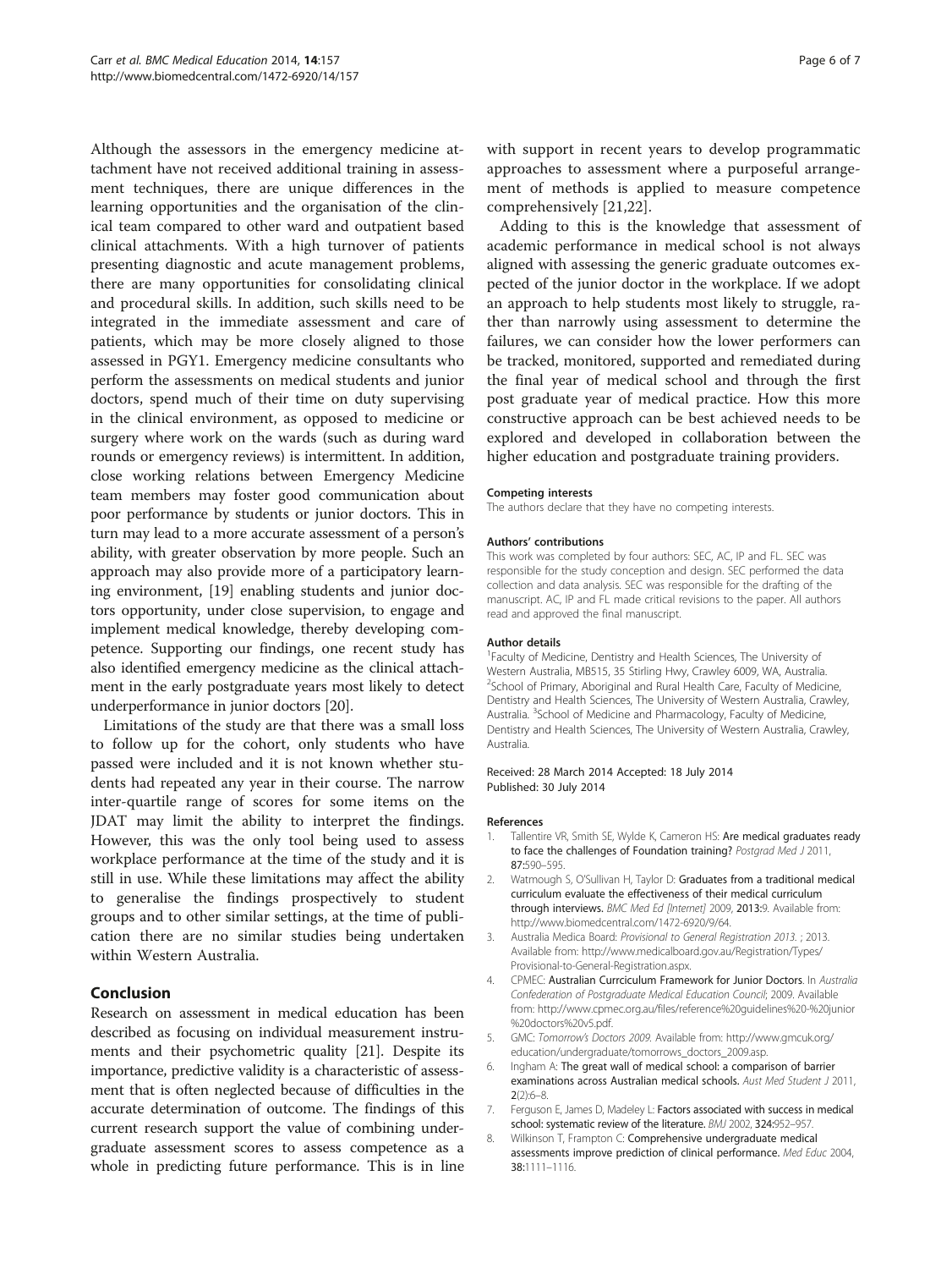Although the assessors in the emergency medicine attachment have not received additional training in assessment techniques, there are unique differences in the learning opportunities and the organisation of the clinical team compared to other ward and outpatient based clinical attachments. With a high turnover of patients presenting diagnostic and acute management problems, there are many opportunities for consolidating clinical and procedural skills. In addition, such skills need to be integrated in the immediate assessment and care of patients, which may be more closely aligned to those assessed in PGY1. Emergency medicine consultants who perform the assessments on medical students and junior doctors, spend much of their time on duty supervising in the clinical environment, as opposed to medicine or surgery where work on the wards (such as during ward rounds or emergency reviews) is intermittent. In addition, close working relations between Emergency Medicine team members may foster good communication about poor performance by students or junior doctors. This in turn may lead to a more accurate assessment of a person's ability, with greater observation by more people. Such an approach may also provide more of a participatory learning environment, [19] enabling students and junior doctors opportunity, under close supervision, to engage and implement medical knowledge, thereby developing competence. Supporting our findings, one recent study has also identified emergency medicine as the clinical attachment in the early postgraduate years most likely to detect underperformance in junior doctors [20].

Limitations of the study are that there was a small loss to follow up for the cohort, only students who have passed were included and it is not known whether students had repeated any year in their course. The narrow inter-quartile range of scores for some items on the JDAT may limit the ability to interpret the findings. However, this was the only tool being used to assess workplace performance at the time of the study and it is still in use. While these limitations may affect the ability to generalise the findings prospectively to student groups and to other similar settings, at the time of publication there are no similar studies being undertaken within Western Australia.

## Conclusion

Research on assessment in medical education has been described as focusing on individual measurement instruments and their psychometric quality [21]. Despite its importance, predictive validity is a characteristic of assessment that is often neglected because of difficulties in the accurate determination of outcome. The findings of this current research support the value of combining undergraduate assessment scores to assess competence as a whole in predicting future performance. This is in line with support in recent years to develop programmatic approaches to assessment where a purposeful arrangement of methods is applied to measure competence comprehensively [21,22].

Adding to this is the knowledge that assessment of academic performance in medical school is not always aligned with assessing the generic graduate outcomes expected of the junior doctor in the workplace. If we adopt an approach to help students most likely to struggle, rather than narrowly using assessment to determine the failures, we can consider how the lower performers can be tracked, monitored, supported and remediated during the final year of medical school and through the first post graduate year of medical practice. How this more constructive approach can be best achieved needs to be explored and developed in collaboration between the higher education and postgraduate training providers.

#### Competing interests

The authors declare that they have no competing interests.

#### Authors' contributions

This work was completed by four authors: SEC, AC, IP and FL. SEC was responsible for the study conception and design. SEC performed the data collection and data analysis. SEC was responsible for the drafting of the manuscript. AC, IP and FL made critical revisions to the paper. All authors read and approved the final manuscript.

#### Author details

[1]Faculty of Medicine, Dentistry and Health Sciences, The University of Western Australia, MBS15, 35 Stirling Hwy, Crawley 6009, WA, Australia. [2]School of Primary, Aboriginal and Rural Health Care, Faculty of Medicine, Dentistry and Health Sciences, The University of Western Australia, Crawley, Australia. [3]School of Medicine and Pharmacology, Faculty of Medicine, Dentistry and Health Sciences, The University of Western Australia, Crawley, Australia.

Received: 28 March 2014 Accepted: 18 July 2014
Published: 30 July 2014

#### References

1. Tallentire VR, Smith SE, Wylde K, Cameron HS: **Are medical graduates ready to face the challenges of Foundation training?** *Postgrad Med J* 2011, **87:**590–595.
2. Watmough S, O'Sullivan H, Taylor D: **Graduates from a traditional medical curriculum evaluate the effectiveness of their medical curriculum through interviews.** *BMC Med Ed [Internet]* 2009, **2013:**9. Available from: http://www.biomedcentral.com/1472-6920/9/64.
3. Australia Medica Board: *Provisional to General Registration 2013.* ; 2013. Available from: http://www.medicalboard.gov.au/Registration/Types/Provisional-to-General-Registration.aspx.
4. CPMEC: **Australian Currciculum Framework for Junior Doctors**. In *Australia Confederation of Postgraduate Medical Education Council*; 2009. Available from: http://www.cpmec.org.au/files/reference%20guidelines%20-%20junior%20doctors%20v5.pdf.
5. GMC: *Tomorrow's Doctors 2009.* Available from: http://www.gmcuk.org/education/undergraduate/tomorrows_doctors_2009.asp.
6. Ingham A: **The great wall of medical school: a comparison of barrier examinations across Australian medical schools.** *Aust Med Student J* 2011, **2**(2):6–8.
7. Ferguson E, James D, Madeley L: **Factors associated with success in medical school: systematic review of the literature.** *BMJ* 2002, **324:**952–957.
8. Wilkinson T, Frampton C: **Comprehensive undergraduate medical assessments improve prediction of clinical performance.** *Med Educ* 2004, **38:**1111–1116.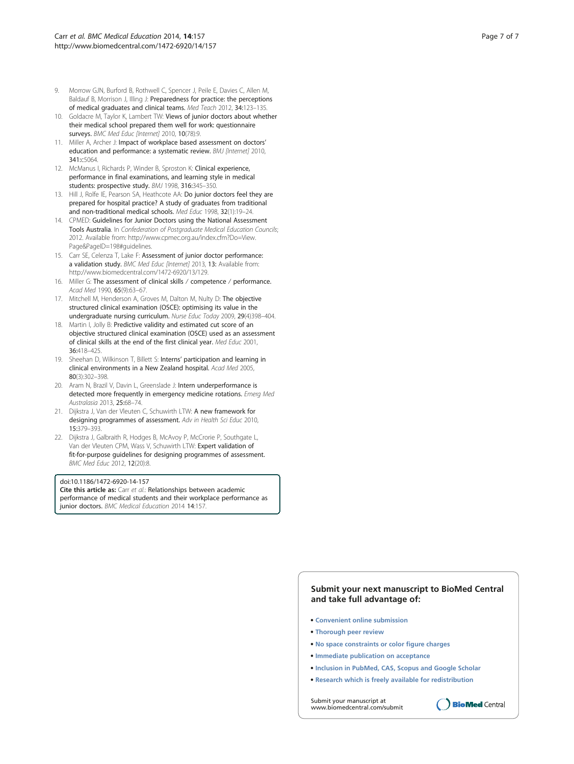9. Morrow GJN, Burford B, Rothwell C, Spencer J, Peile E, Davies C, Allen M, Baldauf B, Morrison J, Illing J: **Preparedness for practice: the perceptions of medical graduates and clinical teams.** *Med Teach* 2012, **34:**123–135.
10. Goldacre M, Taylor K, Lambert TW: **Views of junior doctors about whether their medical school prepared them well for work: questionnaire surveys.** *BMC Med Educ [Internet]* 2010, **10**(78):9.
11. Miller A, Archer J: **Impact of workplace based assessment on doctors' education and performance: a systematic review.** *BMJ [Internet]* 2010, **341:**c5064.
12. McManus I, Richards P, Winder B, Sproston K: **Clinical experience, performance in final examinations, and learning style in medical students: prospective study.** *BMJ* 1998, **316:**345–350.
13. Hill J, Rolfe IE, Pearson SA, Heathcote AA: **Do junior doctors feel they are prepared for hospital practice? A study of graduates from traditional and non-traditional medical schools.** *Med Educ* 1998, **32**(1):19–24.
14. CPMED: **Guidelines for Junior Doctors using the National Assessment Tools Australia**. In *Confederation of Postgraduate Medical Education Councils*; 2012. Available from: http://www.cpmec.org.au/index.cfm?Do=View.Page&PageID=198#guidelines.
15. Carr SE, Celenza T, Lake F: **Assessment of junior doctor performance: a validation study.** *BMC Med Educ [Internet]* 2013, **13:** Available from: http://www.biomedcentral.com/1472-6920/13/129.
16. Miller G: **The assessment of clinical skills / competence / performance.** *Acad Med* 1990, **65**(9):63–67.
17. Mitchell M, Henderson A, Groves M, Dalton M, Nulty D: **The objective structured clinical examination (OSCE): optimising its value in the undergraduate nursing curriculum.** *Nurse Educ Today* 2009, **29**(4)398–404.
18. Martin I, Jolly B: **Predictive validity and estimated cut score of an objective structured clinical examination (OSCE) used as an assessment of clinical skills at the end of the first clinical year.** *Med Educ* 2001, **36:**418–425.
19. Sheehan D, Wilkinson T, Billett S: **Interns' participation and learning in clinical environments in a New Zealand hospital.** *Acad Med* 2005, **80**(3):302–398.
20. Aram N, Brazil V, Davin L, Greenslade J: **Intern underperformance is detected more frequently in emergency medicine rotations.** *Emerg Med Australasia* 2013, **25:**68–74.
21. Dijkstra J, Van der Vleuten C, Schuwirth LTW: **A new framework for designing programmes of assessment.** *Adv in Health Sci Educ* 2010, **15:**379–393.
22. Dijkstra J, Galbraith R, Hodges B, McAvoy P, McCrorie P, Southgate L, Van der Vleuten CPM, Wass V, Schuwirth LTW: **Expert validation of fit-for-purpose guidelines for designing programmes of assessment.** *BMC Med Educ* 2012, **12**(20):8.

doi:10.1186/1472-6920-14-157
**Cite this article as:** Carr *et al.*: Relationships between academic performance of medical students and their workplace performance as junior doctors. *BMC Medical Education* 2014 **14**:157.

**Submit your next manuscript to BioMed Central and take full advantage of:**

- **Convenient online submission**
- **Thorough peer review**
- **No space constraints or color figure charges**
- **Immediate publication on acceptance**
- **Inclusion in PubMed, CAS, Scopus and Google Scholar**
- **Research which is freely available for redistribution**

Submit your manuscript at
www.biomedcentral.com/submit